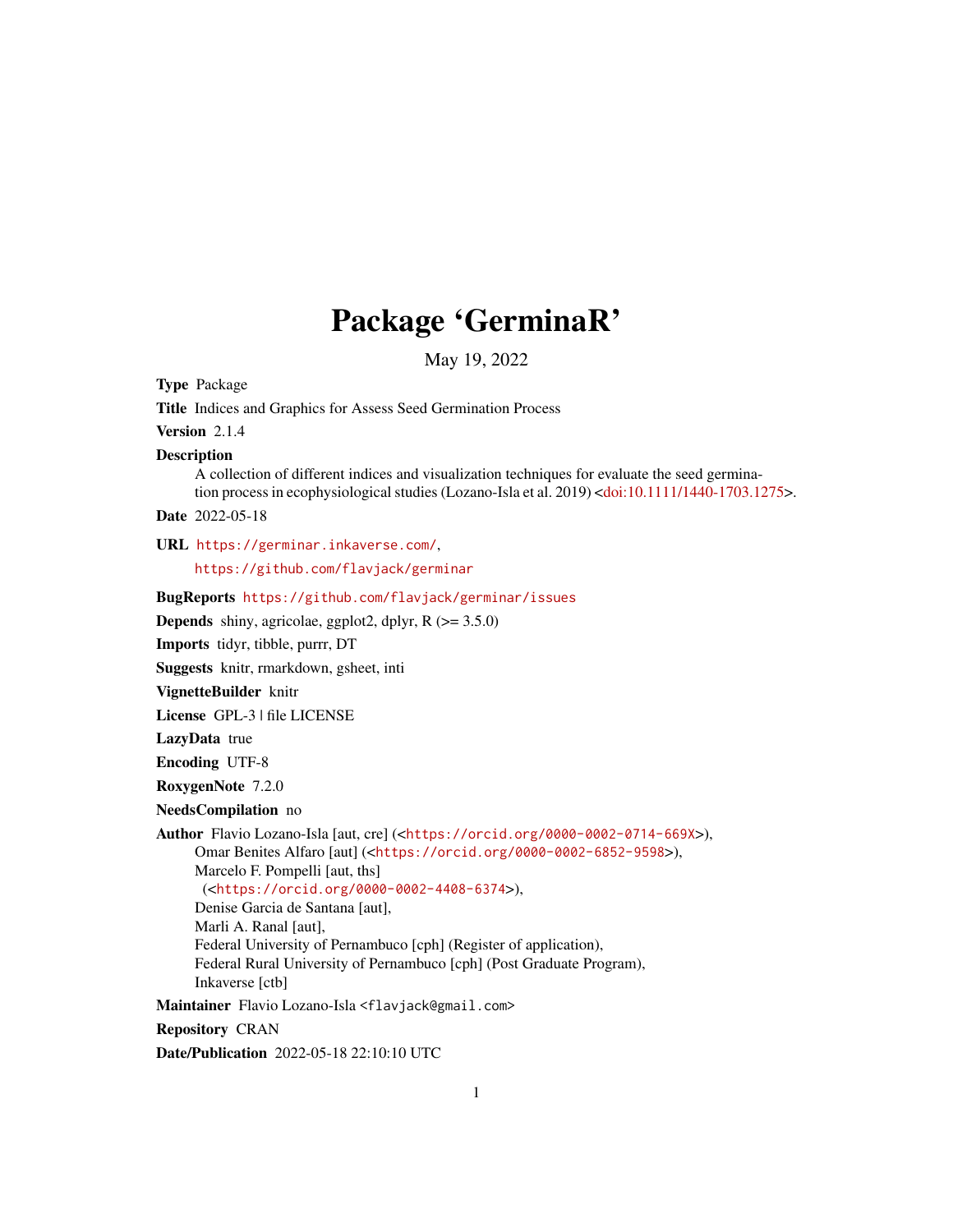# Package 'GerminaR'

May 19, 2022

**Type** Package

**Title** Indices and Graphics for Assess Seed Germination Process

**Version** 2.1.4

**Description**
A collection of different indices and visualization techniques for evaluate the seed germination process in ecophysiological studies (Lozano-Isla et al. 2019) <doi:10.1111/1440-1703.1275>.

**Date** 2022-05-18

**URL** https://germinar.inkaverse.com/,
https://github.com/flavjack/germinar

**BugReports** https://github.com/flavjack/germinar/issues

**Depends** shiny, agricolae, ggplot2, dplyr, R (>= 3.5.0)

**Imports** tidyr, tibble, purrr, DT

**Suggests** knitr, rmarkdown, gsheet, inti

**VignetteBuilder** knitr

**License** GPL-3 | file LICENSE

**LazyData** true

**Encoding** UTF-8

**RoxygenNote** 7.2.0

**NeedsCompilation** no

**Author** Flavio Lozano-Isla [aut, cre] (<https://orcid.org/0000-0002-0714-669X>),
Omar Benites Alfaro [aut] (<https://orcid.org/0000-0002-6852-9598>),
Marcelo F. Pompelli [aut, ths]
(<https://orcid.org/0000-0002-4408-6374>),
Denise Garcia de Santana [aut],
Marli A. Ranal [aut],
Federal University of Pernambuco [cph] (Register of application),
Federal Rural University of Pernambuco [cph] (Post Graduate Program),
Inkaverse [ctb]

**Maintainer** Flavio Lozano-Isla <flavjack@gmail.com>

**Repository** CRAN

**Date/Publication** 2022-05-18 22:10:10 UTC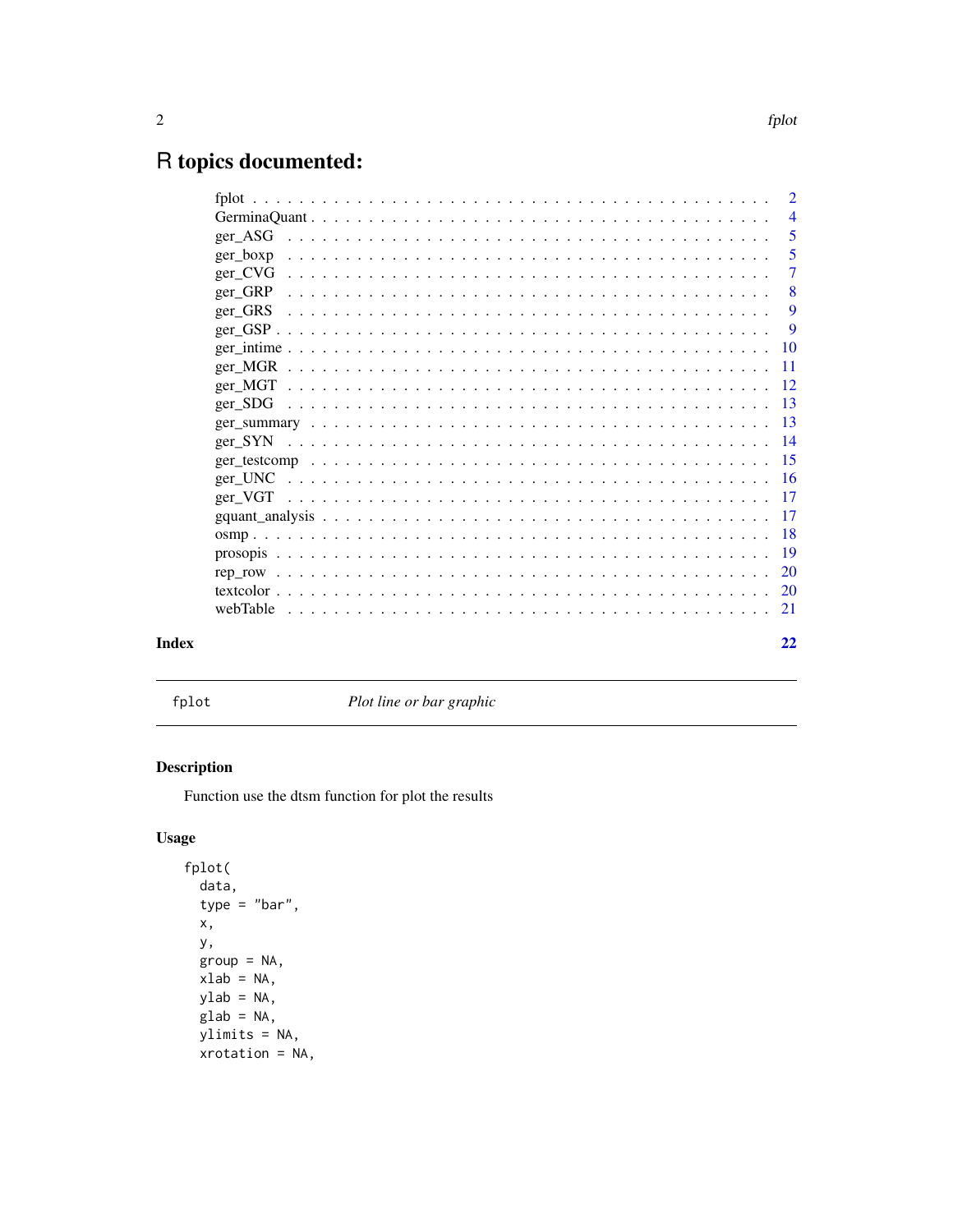# R topics documented:

| | |
|---|---|
| fplot | 2 |
| GerminaQuant | 4 |
| ger_ASG | 5 |
| ger_boxp | 5 |
| ger_CVG | 7 |
| ger_GRP | 8 |
| ger_GRS | 9 |
| ger_GSP | 9 |
| ger_intime | 10 |
| ger_MGR | 11 |
| ger_MGT | 12 |
| ger_SDG | 13 |
| ger_summary | 13 |
| ger_SYN | 14 |
| ger_testcomp | 15 |
| ger_UNC | 16 |
| ger_VGT | 17 |
| gquant_analysis | 17 |
| osmp | 18 |
| prosopis | 19 |
| rep_row | 20 |
| textcolor | 20 |
| webTable | 21 |

**Index** 22

---

`fplot` *Plot line or bar graphic*

---

## Description

Function use the dtsm function for plot the results

## Usage

```
fplot(
  data,
  type = "bar",
  x,
  y,
  group = NA,
  xlab = NA,
  ylab = NA,
  glab = NA,
  ylimits = NA,
  xrotation = NA,
```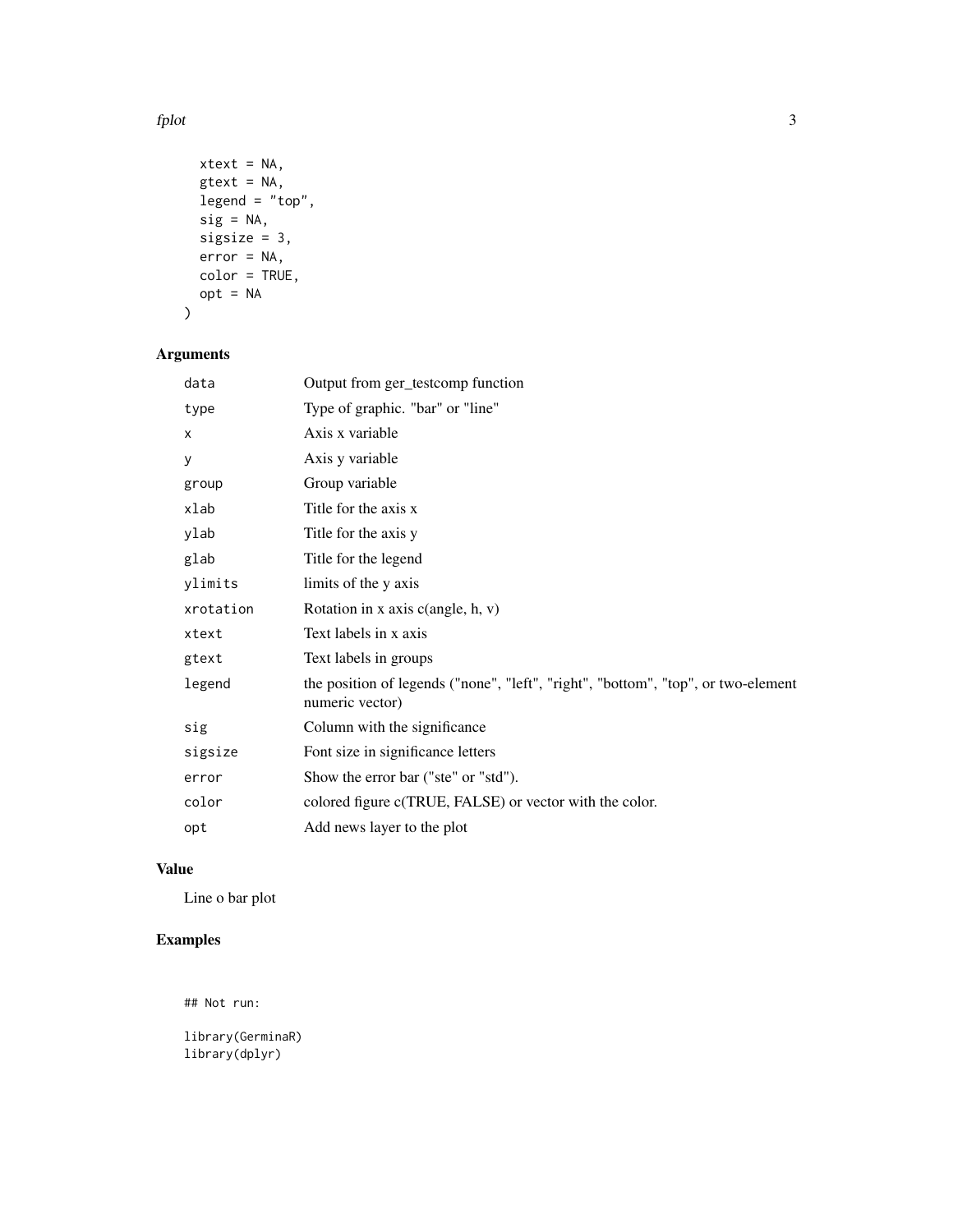```
  xtext = NA,
  gtext = NA,
  legend = "top",
  sig = NA,
  sigsize = 3,
  error = NA,
  color = TRUE,
  opt = NA
)
```

## Arguments

| | |
|---|---|
| `data` | Output from ger_testcomp function |
| `type` | Type of graphic. "bar" or "line" |
| `x` | Axis x variable |
| `y` | Axis y variable |
| `group` | Group variable |
| `xlab` | Title for the axis x |
| `ylab` | Title for the axis y |
| `glab` | Title for the legend |
| `ylimits` | limits of the y axis |
| `xrotation` | Rotation in x axis c(angle, h, v) |
| `xtext` | Text labels in x axis |
| `gtext` | Text labels in groups |
| `legend` | the position of legends ("none", "left", "right", "bottom", "top", or two-element numeric vector) |
| `sig` | Column with the significance |
| `sigsize` | Font size in significance letters |
| `error` | Show the error bar ("ste" or "std"). |
| `color` | colored figure c(TRUE, FALSE) or vector with the color. |
| `opt` | Add news layer to the plot |

## Value

Line o bar plot

## Examples

```
## Not run:

library(GerminaR)
library(dplyr)
```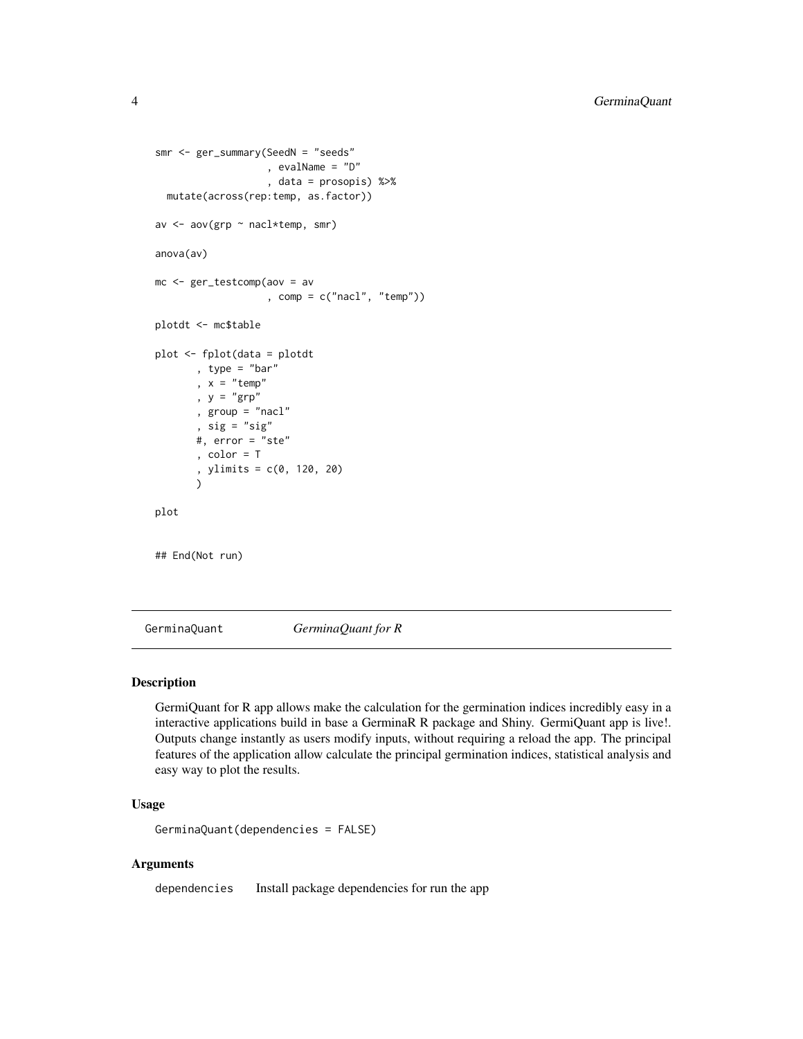```
smr <- ger_summary(SeedN = "seeds"
                   , evalName = "D"
                   , data = prosopis) %>%
  mutate(across(rep:temp, as.factor))

av <- aov(grp ~ nacl*temp, smr)

anova(av)

mc <- ger_testcomp(aov = av
                   , comp = c("nacl", "temp"))

plotdt <- mc$table

plot <- fplot(data = plotdt
       , type = "bar"
       , x = "temp"
       , y = "grp"
       , group = "nacl"
       , sig = "sig"
       #, error = "ste"
       , color = T
       , ylimits = c(0, 120, 20)
       )

plot


## End(Not run)
```

## GerminaQuant — *GerminaQuant for R*

### Description

GermiQuant for R app allows make the calculation for the germination indices incredibly easy in a interactive applications build in base a GerminaR R package and Shiny. GermiQuant app is live!. Outputs change instantly as users modify inputs, without requiring a reload the app. The principal features of the application allow calculate the principal germination indices, statistical analysis and easy way to plot the results.

### Usage

```
GerminaQuant(dependencies = FALSE)
```

### Arguments

| | |
|---|---|
| dependencies | Install package dependencies for run the app |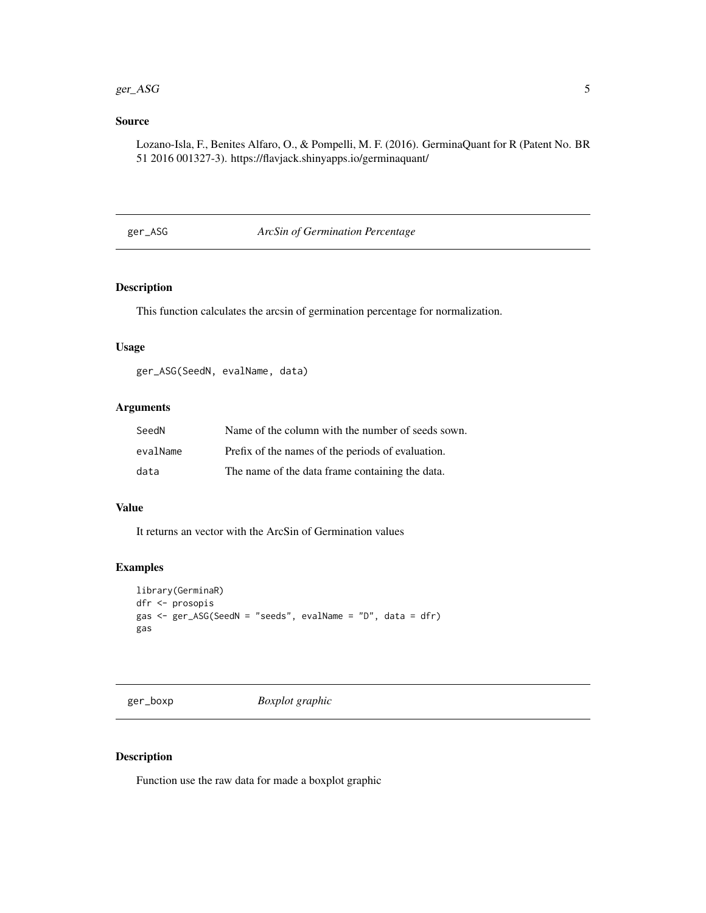## Source

Lozano-Isla, F., Benites Alfaro, O., & Pompelli, M. F. (2016). GerminaQuant for R (Patent No. BR 51 2016 001327-3). https://flavjack.shinyapps.io/germinaquant/

---

# ger_ASG — *ArcSin of Germination Percentage*

---

## Description

This function calculates the arcsin of germination percentage for normalization.

## Usage

```
ger_ASG(SeedN, evalName, data)
```

## Arguments

| | |
|---|---|
| SeedN | Name of the column with the number of seeds sown. |
| evalName | Prefix of the names of the periods of evaluation. |
| data | The name of the data frame containing the data. |

## Value

It returns an vector with the ArcSin of Germination values

## Examples

```
library(GerminaR)
dfr <- prosopis
gas <- ger_ASG(SeedN = "seeds", evalName = "D", data = dfr)
gas
```

---

# ger_boxp — *Boxplot graphic*

---

## Description

Function use the raw data for made a boxplot graphic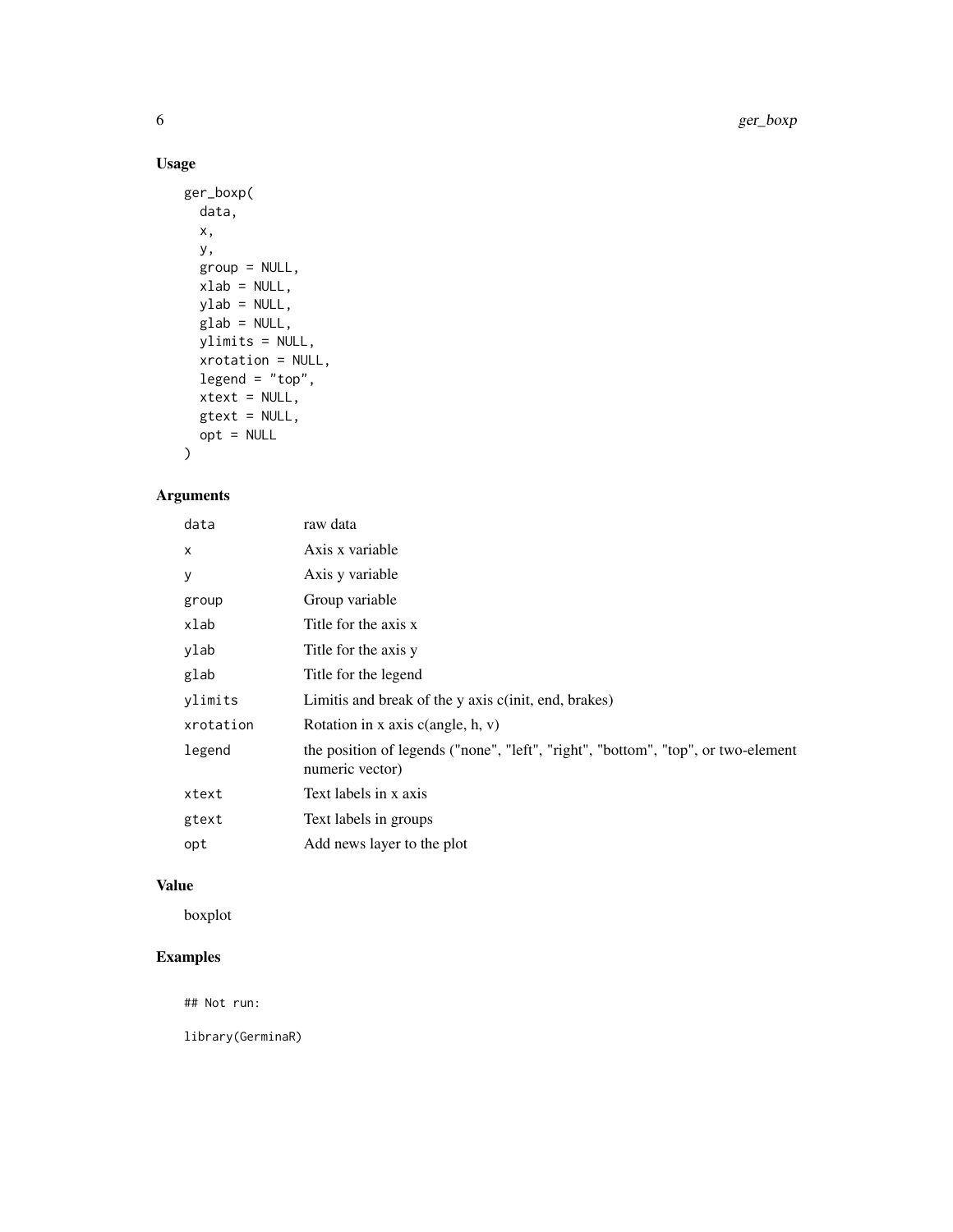## Usage

```
ger_boxp(
  data,
  x,
  y,
  group = NULL,
  xlab = NULL,
  ylab = NULL,
  glab = NULL,
  ylimits = NULL,
  xrotation = NULL,
  legend = "top",
  xtext = NULL,
  gtext = NULL,
  opt = NULL
)
```

## Arguments

| | |
|---|---|
| data | raw data |
| x | Axis x variable |
| y | Axis y variable |
| group | Group variable |
| xlab | Title for the axis x |
| ylab | Title for the axis y |
| glab | Title for the legend |
| ylimits | Limitis and break of the y axis c(init, end, brakes) |
| xrotation | Rotation in x axis c(angle, h, v) |
| legend | the position of legends ("none", "left", "right", "bottom", "top", or two-element numeric vector) |
| xtext | Text labels in x axis |
| gtext | Text labels in groups |
| opt | Add news layer to the plot |

## Value

boxplot

## Examples

```
## Not run:

library(GerminaR)
```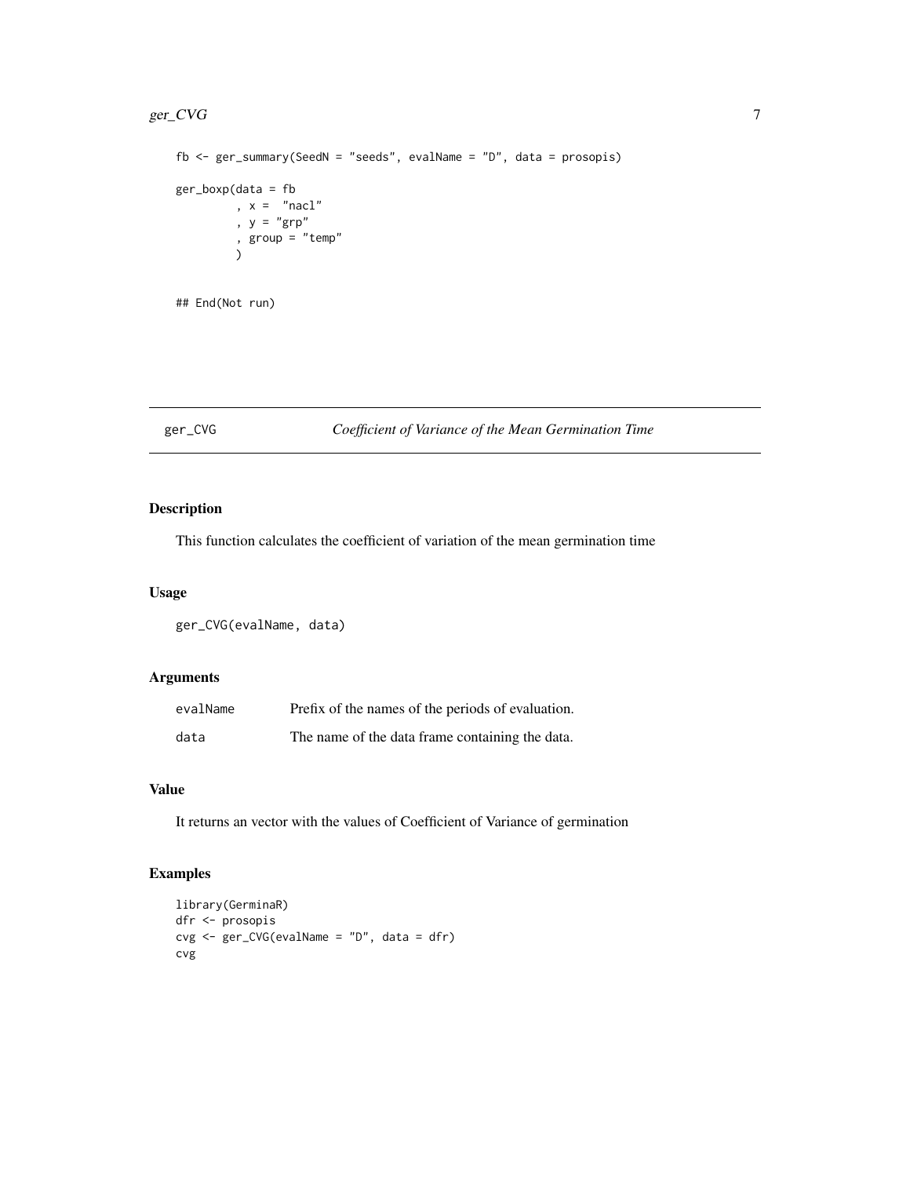```
fb <- ger_summary(SeedN = "seeds", evalName = "D", data = prosopis)

ger_boxp(data = fb
         , x =  "nacl"
         , y = "grp"
         , group = "temp"
         )


## End(Not run)
```

## ger_CVG — *Coefficient of Variance of the Mean Germination Time*

### Description

This function calculates the coefficient of variation of the mean germination time

### Usage

```
ger_CVG(evalName, data)
```

### Arguments

| | |
|---|---|
| evalName | Prefix of the names of the periods of evaluation. |
| data | The name of the data frame containing the data. |

### Value

It returns an vector with the values of Coefficient of Variance of germination

### Examples

```
library(GerminaR)
dfr <- prosopis
cvg <- ger_CVG(evalName = "D", data = dfr)
cvg
```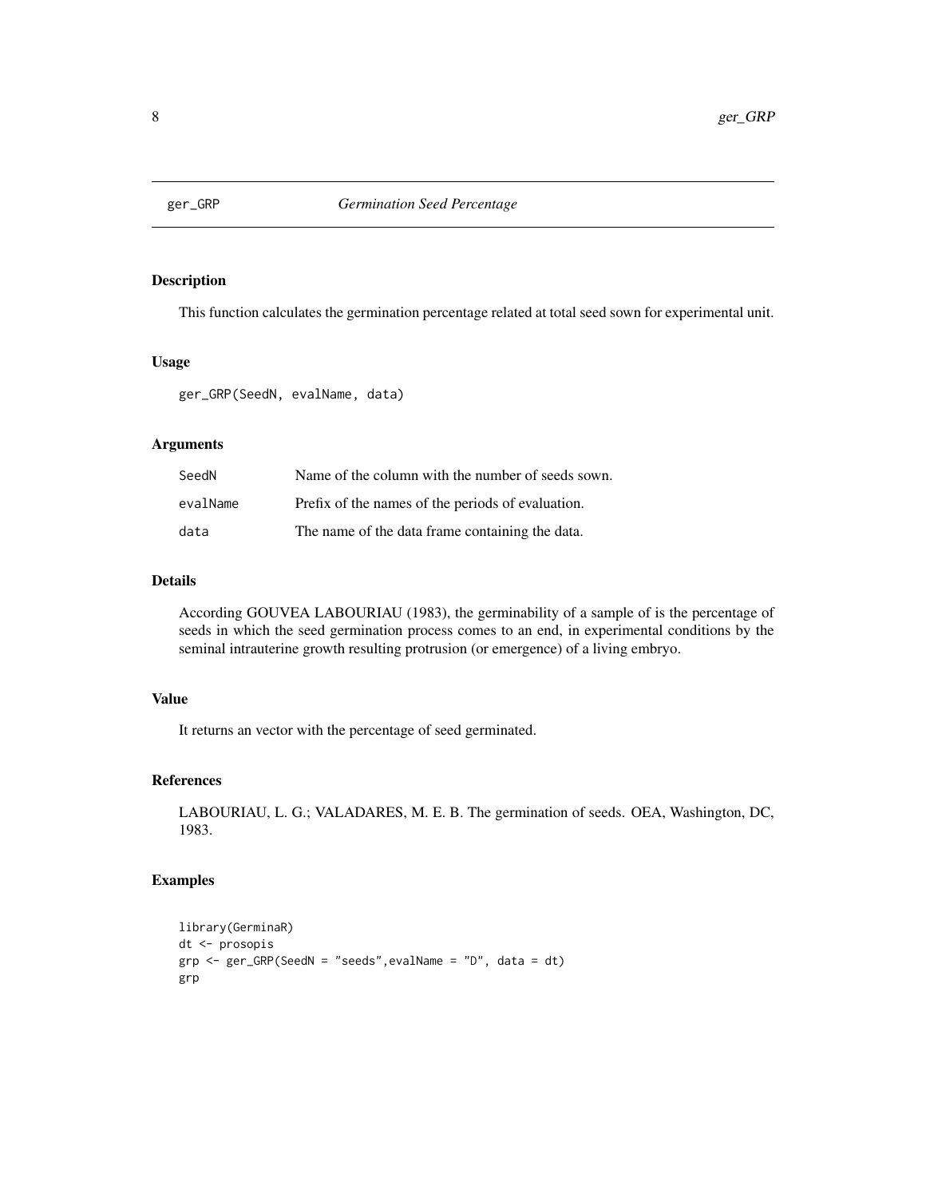# ger_GRP — *Germination Seed Percentage*

## Description

This function calculates the germination percentage related at total seed sown for experimental unit.

## Usage

```
ger_GRP(SeedN, evalName, data)
```

## Arguments

| | |
|---|---|
| SeedN | Name of the column with the number of seeds sown. |
| evalName | Prefix of the names of the periods of evaluation. |
| data | The name of the data frame containing the data. |

## Details

According GOUVEA LABOURIAU (1983), the germinability of a sample of is the percentage of seeds in which the seed germination process comes to an end, in experimental conditions by the seminal intrauterine growth resulting protrusion (or emergence) of a living embryo.

## Value

It returns an vector with the percentage of seed germinated.

## References

LABOURIAU, L. G.; VALADARES, M. E. B. The germination of seeds. OEA, Washington, DC, 1983.

## Examples

```
library(GerminaR)
dt <- prosopis
grp <- ger_GRP(SeedN = "seeds",evalName = "D", data = dt)
grp
```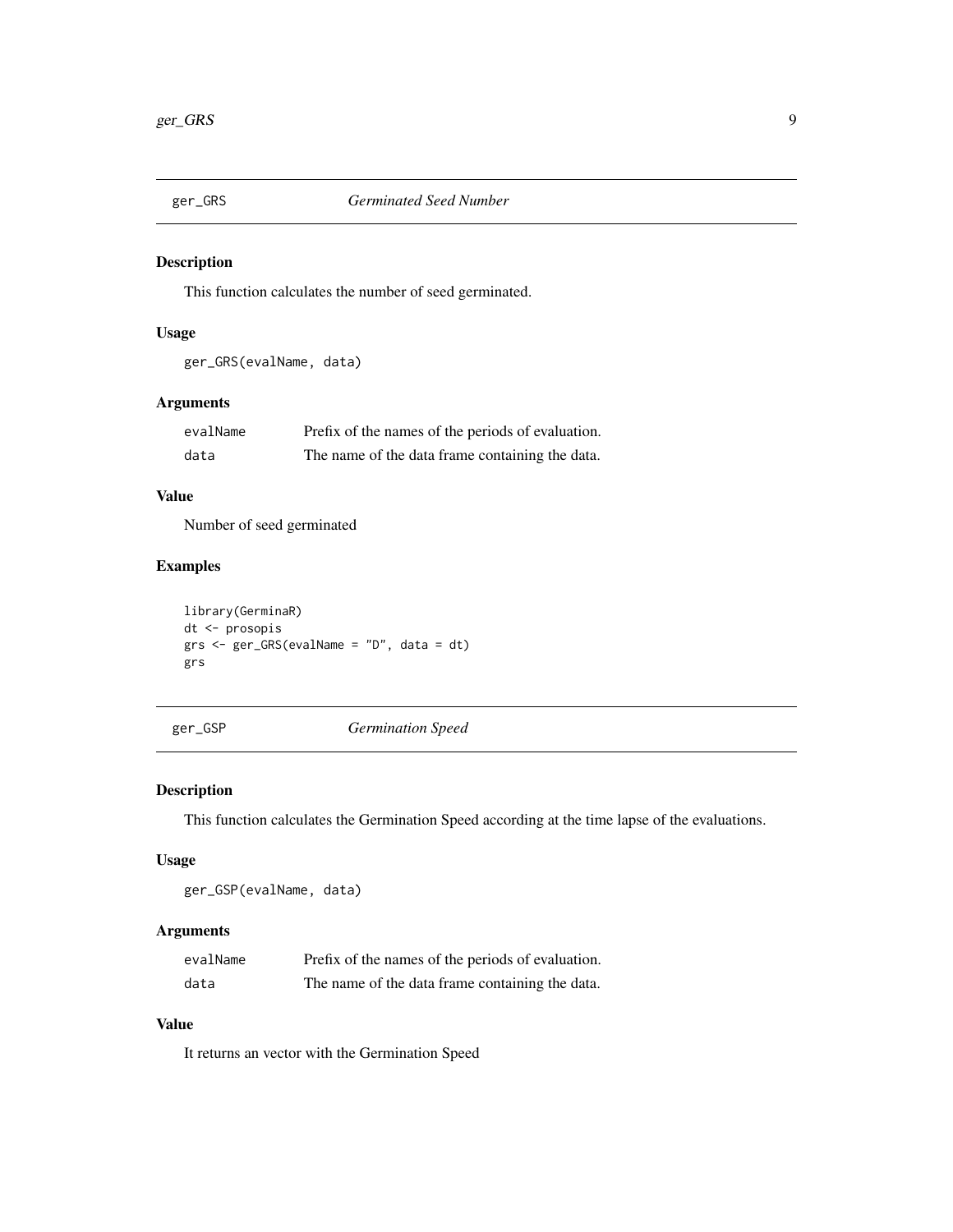## ger_GRS *Germinated Seed Number*

### Description

This function calculates the number of seed germinated.

### Usage

```
ger_GRS(evalName, data)
```

### Arguments

| | |
|---|---|
| evalName | Prefix of the names of the periods of evaluation. |
| data | The name of the data frame containing the data. |

### Value

Number of seed germinated

### Examples

```
library(GerminaR)
dt <- prosopis
grs <- ger_GRS(evalName = "D", data = dt)
grs
```

## ger_GSP *Germination Speed*

### Description

This function calculates the Germination Speed according at the time lapse of the evaluations.

### Usage

```
ger_GSP(evalName, data)
```

### Arguments

| | |
|---|---|
| evalName | Prefix of the names of the periods of evaluation. |
| data | The name of the data frame containing the data. |

### Value

It returns an vector with the Germination Speed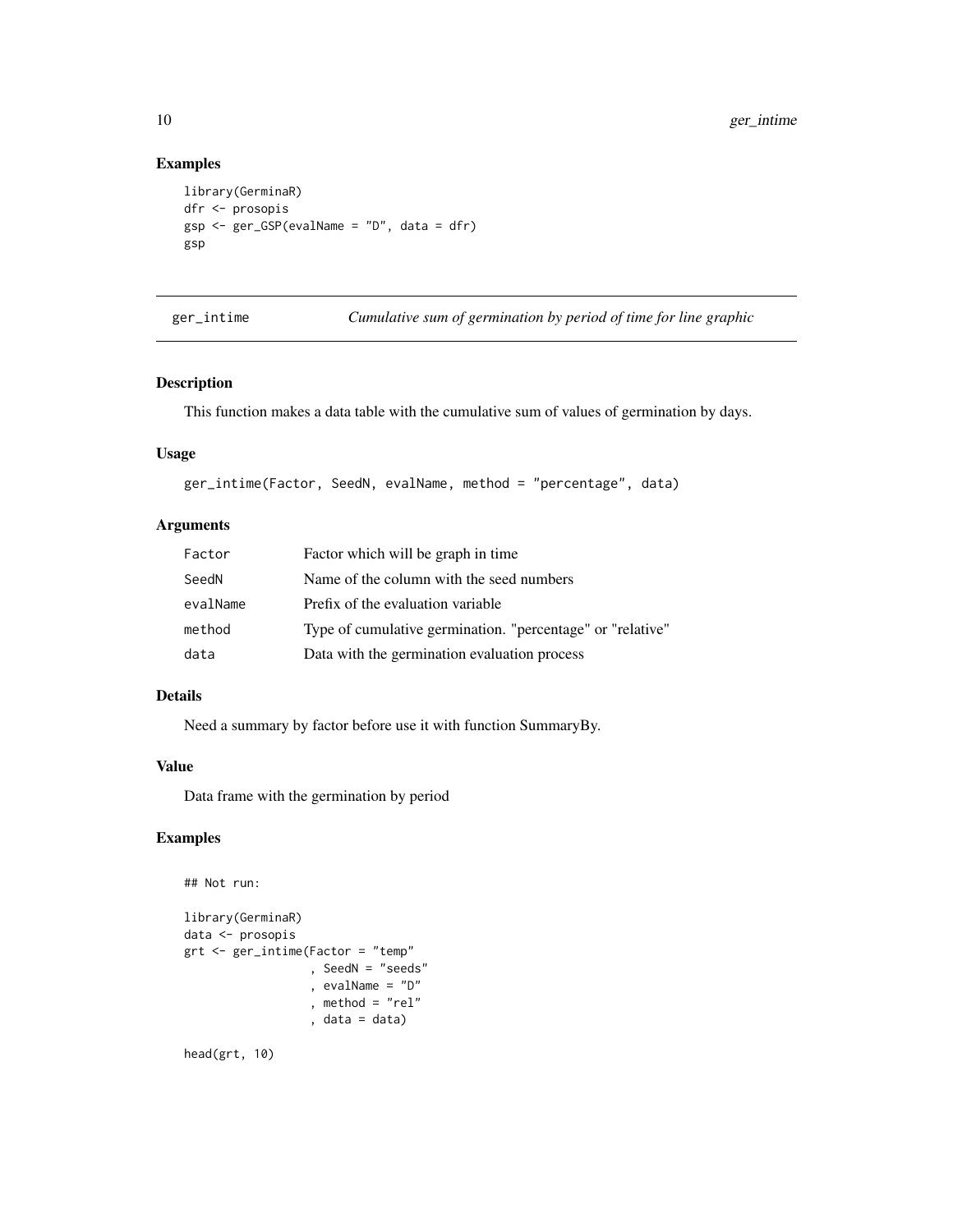## Examples

```
library(GerminaR)
dfr <- prosopis
gsp <- ger_GSP(evalName = "D", data = dfr)
gsp
```

---

## ger_intime — *Cumulative sum of germination by period of time for line graphic*

---

### Description

This function makes a data table with the cumulative sum of values of germination by days.

### Usage

```
ger_intime(Factor, SeedN, evalName, method = "percentage", data)
```

### Arguments

| | |
|---|---|
| `Factor` | Factor which will be graph in time |
| `SeedN` | Name of the column with the seed numbers |
| `evalName` | Prefix of the evaluation variable |
| `method` | Type of cumulative germination. "percentage" or "relative" |
| `data` | Data with the germination evaluation process |

### Details

Need a summary by factor before use it with function SummaryBy.

### Value

Data frame with the germination by period

### Examples

```
## Not run:

library(GerminaR)
data <- prosopis
grt <- ger_intime(Factor = "temp"
                  , SeedN = "seeds"
                  , evalName = "D"
                  , method = "rel"
                  , data = data)

head(grt, 10)
```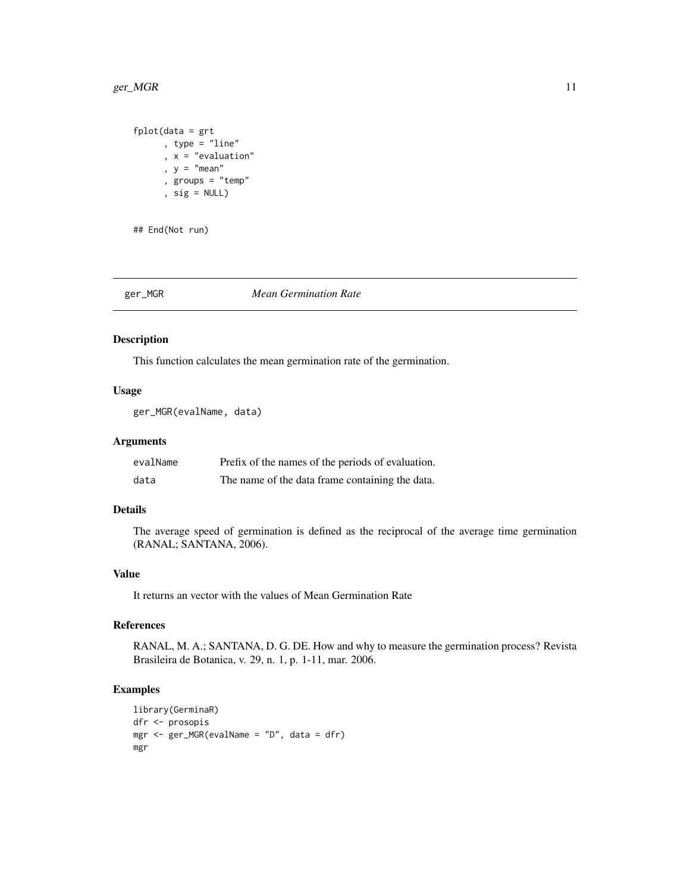```
fplot(data = grt
      , type = "line"
      , x = "evaluation"
      , y = "mean"
      , groups = "temp"
      , sig = NULL)


## End(Not run)
```

---

## ger_MGR *Mean Germination Rate*

---

### Description

This function calculates the mean germination rate of the germination.

### Usage

```
ger_MGR(evalName, data)
```

### Arguments

| | |
|---|---|
| evalName | Prefix of the names of the periods of evaluation. |
| data | The name of the data frame containing the data. |

### Details

The average speed of germination is defined as the reciprocal of the average time germination (RANAL; SANTANA, 2006).

### Value

It returns an vector with the values of Mean Germination Rate

### References

RANAL, M. A.; SANTANA, D. G. DE. How and why to measure the germination process? Revista Brasileira de Botanica, v. 29, n. 1, p. 1-11, mar. 2006.

### Examples

```
library(GerminaR)
dfr <- prosopis
mgr <- ger_MGR(evalName = "D", data = dfr)
mgr
```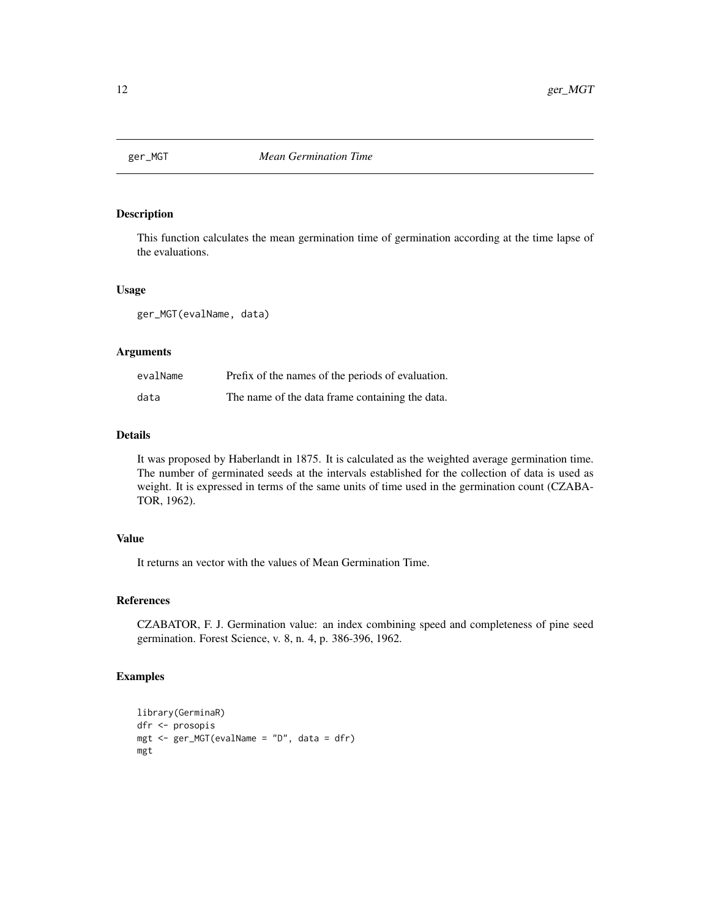# ger_MGT — *Mean Germination Time*

## Description

This function calculates the mean germination time of germination according at the time lapse of the evaluations.

## Usage

```
ger_MGT(evalName, data)
```

## Arguments

| | |
|---|---|
| evalName | Prefix of the names of the periods of evaluation. |
| data | The name of the data frame containing the data. |

## Details

It was proposed by Haberlandt in 1875. It is calculated as the weighted average germination time. The number of germinated seeds at the intervals established for the collection of data is used as weight. It is expressed in terms of the same units of time used in the germination count (CZABATOR, 1962).

## Value

It returns an vector with the values of Mean Germination Time.

## References

CZABATOR, F. J. Germination value: an index combining speed and completeness of pine seed germination. Forest Science, v. 8, n. 4, p. 386-396, 1962.

## Examples

```
library(GerminaR)
dfr <- prosopis
mgt <- ger_MGT(evalName = "D", data = dfr)
mgt
```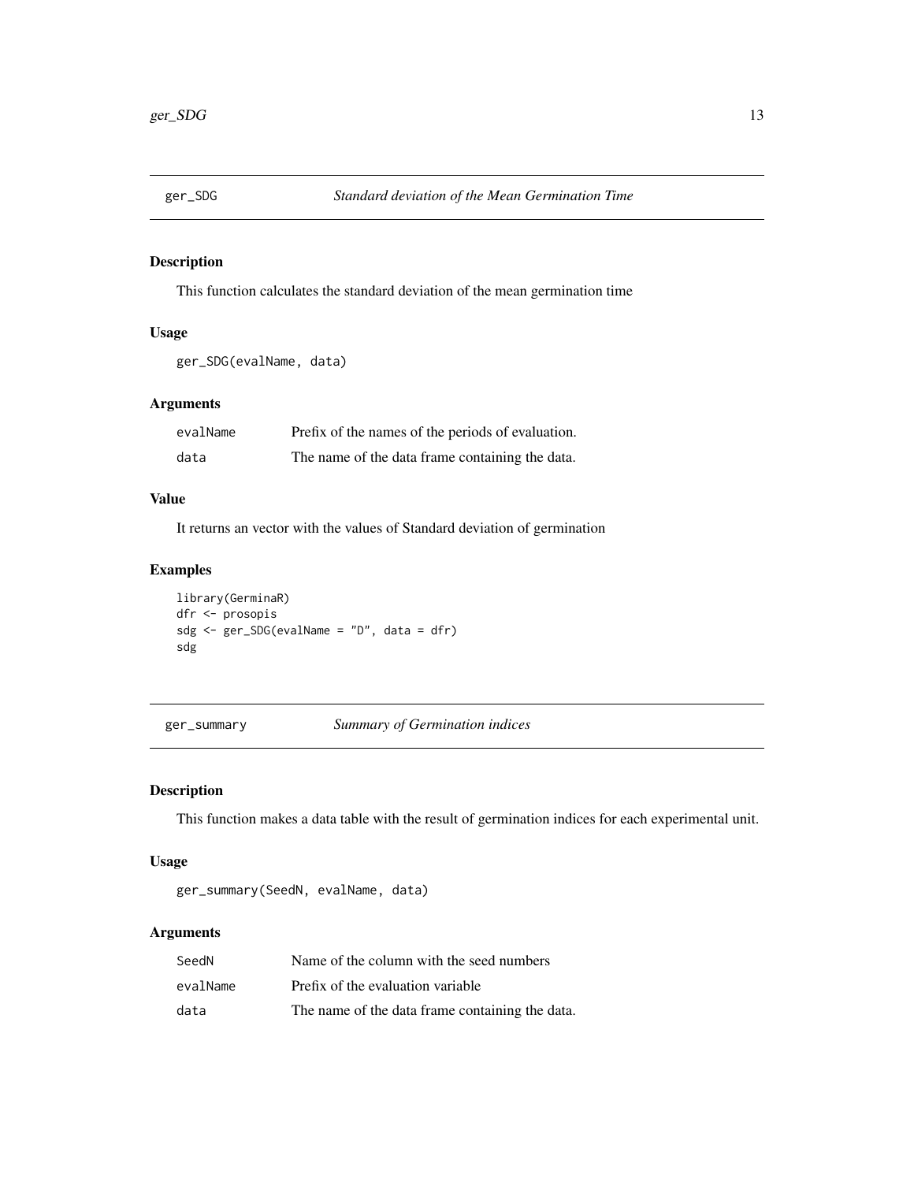## ger_SDG *Standard deviation of the Mean Germination Time*

### Description

This function calculates the standard deviation of the mean germination time

### Usage

```
ger_SDG(evalName, data)
```

### Arguments

| | |
|---|---|
| evalName | Prefix of the names of the periods of evaluation. |
| data | The name of the data frame containing the data. |

### Value

It returns an vector with the values of Standard deviation of germination

### Examples

```
library(GerminaR)
dfr <- prosopis
sdg <- ger_SDG(evalName = "D", data = dfr)
sdg
```

## ger_summary *Summary of Germination indices*

### Description

This function makes a data table with the result of germination indices for each experimental unit.

### Usage

```
ger_summary(SeedN, evalName, data)
```

### Arguments

| | |
|---|---|
| SeedN | Name of the column with the seed numbers |
| evalName | Prefix of the evaluation variable |
| data | The name of the data frame containing the data. |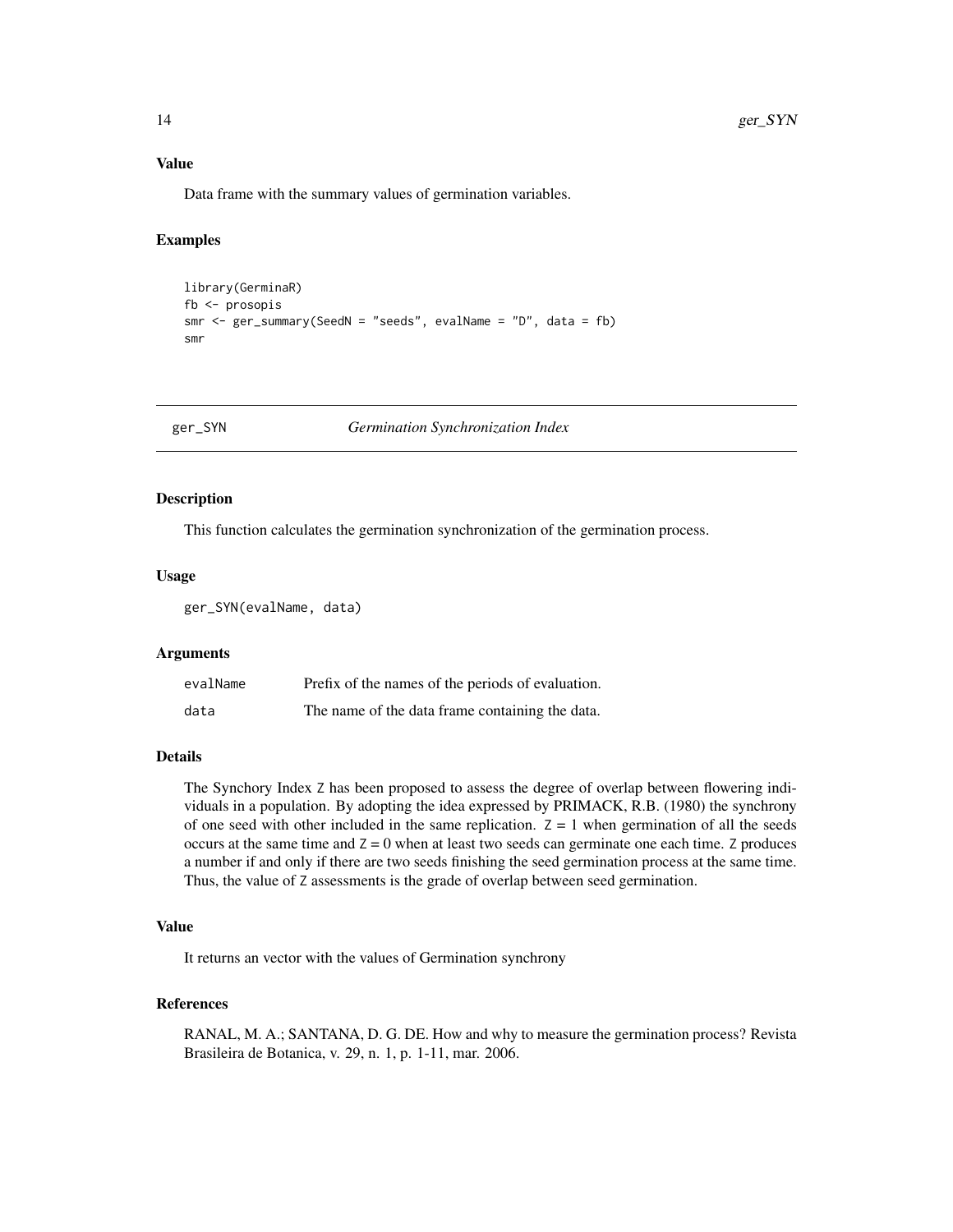## Value

Data frame with the summary values of germination variables.

## Examples

```
library(GerminaR)
fb <- prosopis
smr <- ger_summary(SeedN = "seeds", evalName = "D", data = fb)
smr
```

---

# ger_SYN *Germination Synchronization Index*

---

## Description

This function calculates the germination synchronization of the germination process.

## Usage

```
ger_SYN(evalName, data)
```

## Arguments

| | |
|---|---|
| `evalName` | Prefix of the names of the periods of evaluation. |
| `data` | The name of the data frame containing the data. |

## Details

The Synchory Index `Z` has been proposed to assess the degree of overlap between flowering individuals in a population. By adopting the idea expressed by PRIMACK, R.B. (1980) the synchrony of one seed with other included in the same replication. `Z` = 1 when germination of all the seeds occurs at the same time and `Z` = 0 when at least two seeds can germinate one each time. `Z` produces a number if and only if there are two seeds finishing the seed germination process at the same time. Thus, the value of `Z` assessments is the grade of overlap between seed germination.

## Value

It returns an vector with the values of Germination synchrony

## References

RANAL, M. A.; SANTANA, D. G. DE. How and why to measure the germination process? Revista Brasileira de Botanica, v. 29, n. 1, p. 1-11, mar. 2006.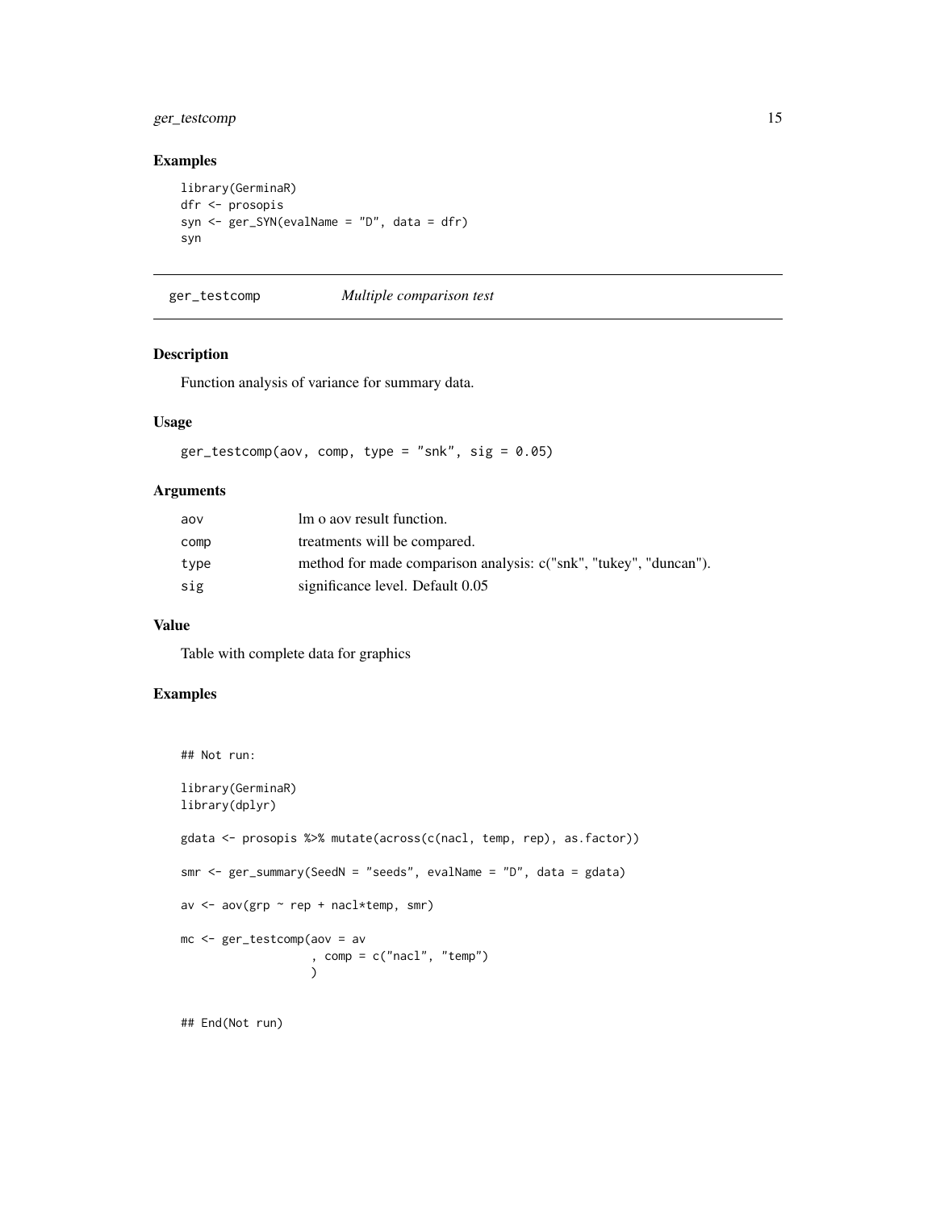## Examples

```
library(GerminaR)
dfr <- prosopis
syn <- ger_SYN(evalName = "D", data = dfr)
syn
```

---

# ger_testcomp — *Multiple comparison test*

## Description

Function analysis of variance for summary data.

## Usage

```
ger_testcomp(aov, comp, type = "snk", sig = 0.05)
```

## Arguments

| | |
|---|---|
| aov | lm o aov result function. |
| comp | treatments will be compared. |
| type | method for made comparison analysis: c("snk", "tukey", "duncan"). |
| sig | significance level. Default 0.05 |

## Value

Table with complete data for graphics

## Examples

```
## Not run:

library(GerminaR)
library(dplyr)

gdata <- prosopis %>% mutate(across(c(nacl, temp, rep), as.factor))

smr <- ger_summary(SeedN = "seeds", evalName = "D", data = gdata)

av <- aov(grp ~ rep + nacl*temp, smr)

mc <- ger_testcomp(aov = av
                   , comp = c("nacl", "temp")
                   )


## End(Not run)
```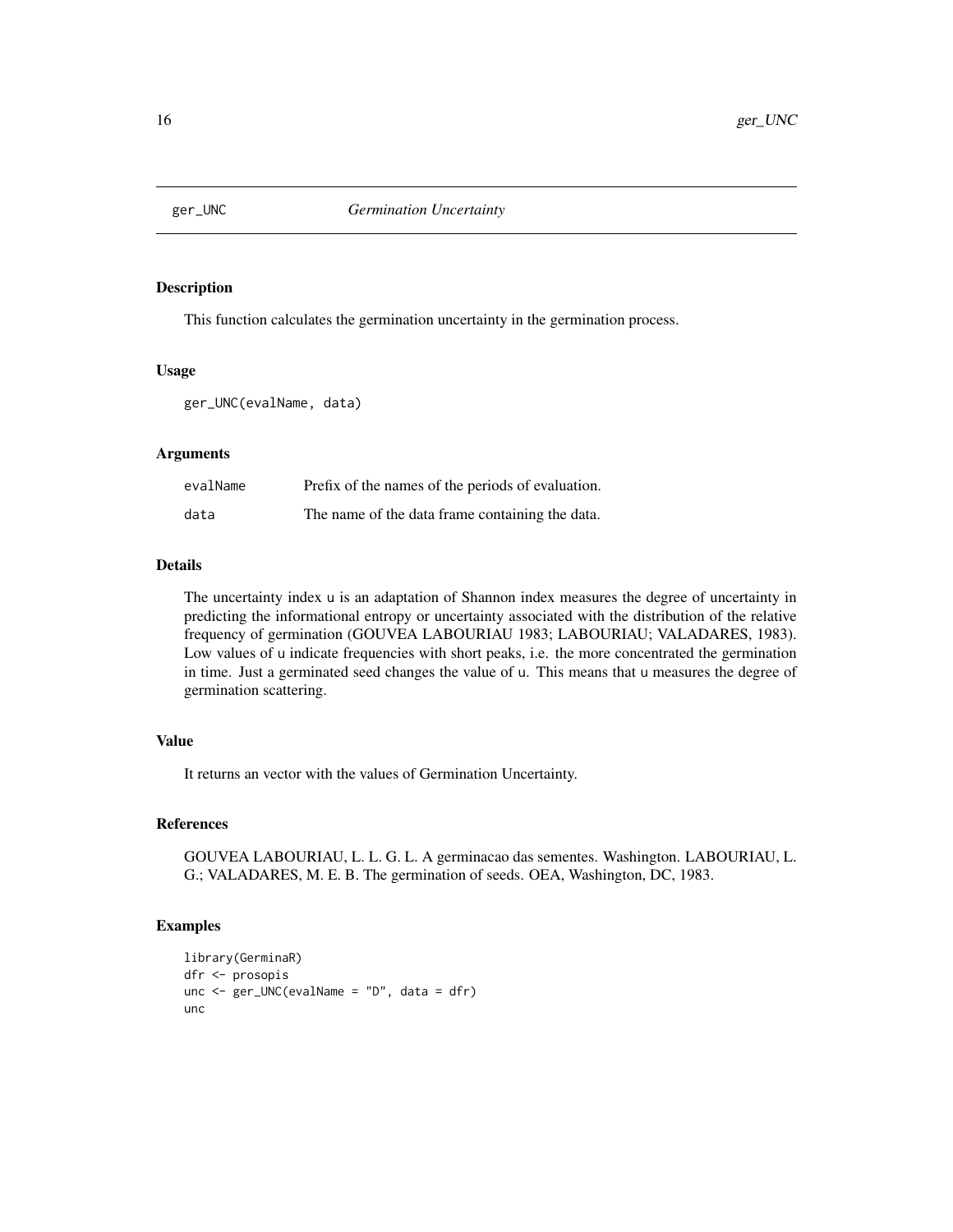# ger_UNC    *Germination Uncertainty*

## Description

This function calculates the germination uncertainty in the germination process.

## Usage

```
ger_UNC(evalName, data)
```

## Arguments

| | |
|---|---|
| evalName | Prefix of the names of the periods of evaluation. |
| data | The name of the data frame containing the data. |

## Details

The uncertainty index u is an adaptation of Shannon index measures the degree of uncertainty in predicting the informational entropy or uncertainty associated with the distribution of the relative frequency of germination (GOUVEA LABOURIAU 1983; LABOURIAU; VALADARES, 1983). Low values of u indicate frequencies with short peaks, i.e. the more concentrated the germination in time. Just a germinated seed changes the value of u. This means that u measures the degree of germination scattering.

## Value

It returns an vector with the values of Germination Uncertainty.

## References

GOUVEA LABOURIAU, L. L. G. L. A germinacao das sementes. Washington. LABOURIAU, L. G.; VALADARES, M. E. B. The germination of seeds. OEA, Washington, DC, 1983.

## Examples

```
library(GerminaR)
dfr <- prosopis
unc <- ger_UNC(evalName = "D", data = dfr)
unc
```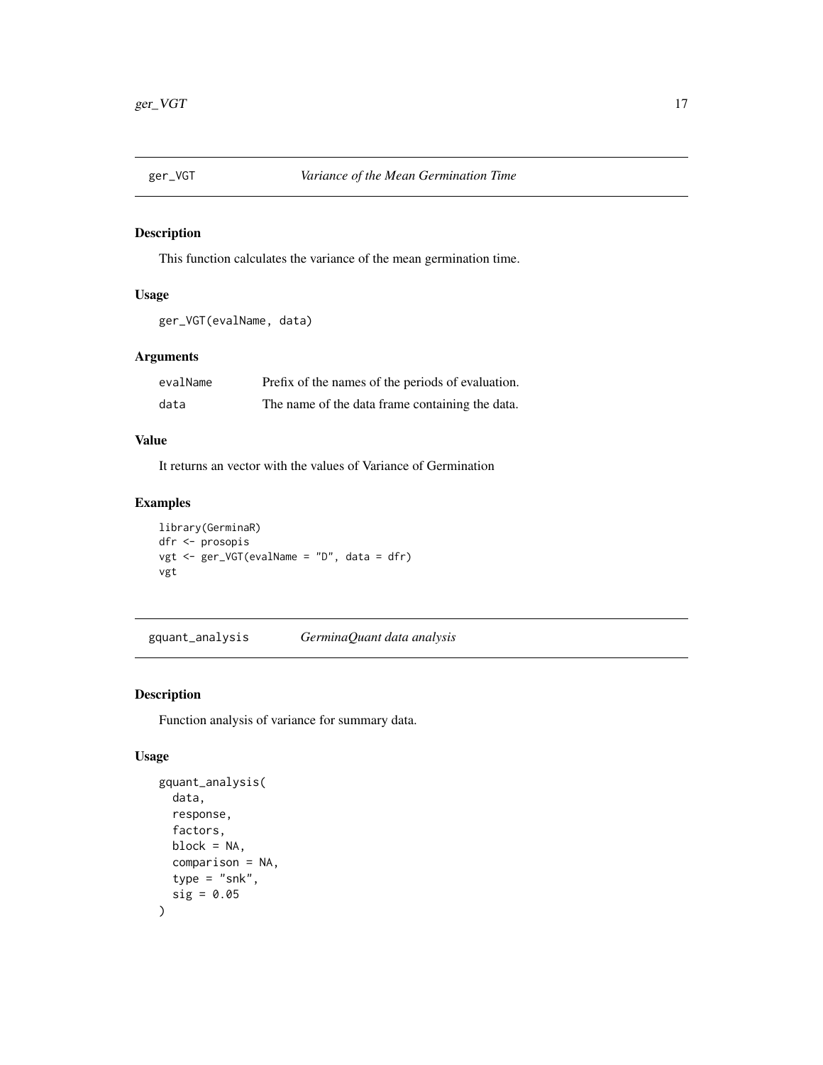## ger_VGT *Variance of the Mean Germination Time*

### Description

This function calculates the variance of the mean germination time.

### Usage

```
ger_VGT(evalName, data)
```

### Arguments

| | |
|---|---|
| evalName | Prefix of the names of the periods of evaluation. |
| data | The name of the data frame containing the data. |

### Value

It returns an vector with the values of Variance of Germination

### Examples

```
library(GerminaR)
dfr <- prosopis
vgt <- ger_VGT(evalName = "D", data = dfr)
vgt
```

## gquant_analysis *GerminaQuant data analysis*

### Description

Function analysis of variance for summary data.

### Usage

```
gquant_analysis(
  data,
  response,
  factors,
  block = NA,
  comparison = NA,
  type = "snk",
  sig = 0.05
)
```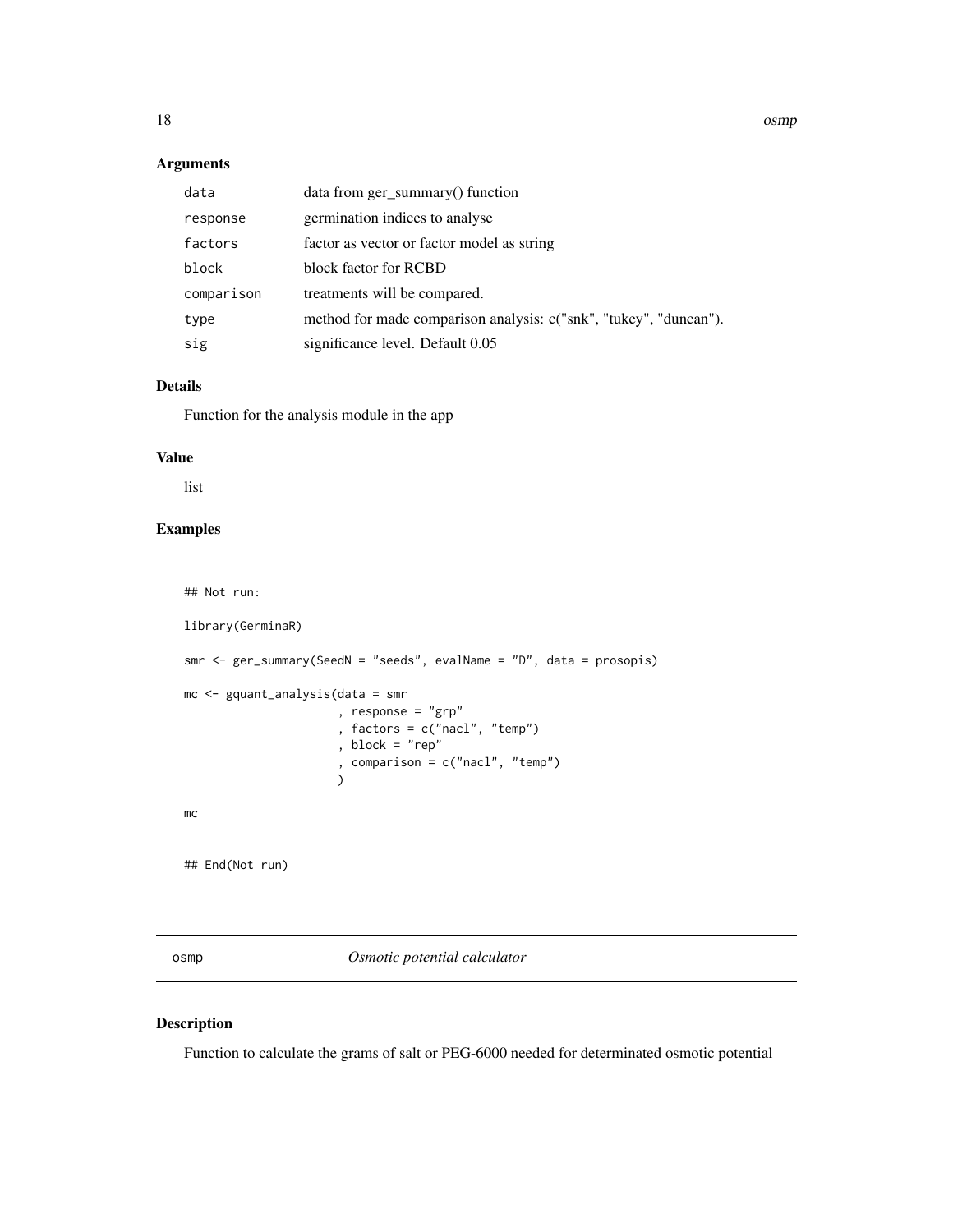### Arguments

| | |
|---|---|
| data | data from ger_summary() function |
| response | germination indices to analyse |
| factors | factor as vector or factor model as string |
| block | block factor for RCBD |
| comparison | treatments will be compared. |
| type | method for made comparison analysis: c("snk", "tukey", "duncan"). |
| sig | significance level. Default 0.05 |

### Details

Function for the analysis module in the app

### Value

list

### Examples

```
## Not run:

library(GerminaR)

smr <- ger_summary(SeedN = "seeds", evalName = "D", data = prosopis)

mc <- gquant_analysis(data = smr
                      , response = "grp"
                      , factors = c("nacl", "temp")
                      , block = "rep"
                      , comparison = c("nacl", "temp")
                      )

mc

## End(Not run)
```

## osmp *Osmotic potential calculator*

### Description

Function to calculate the grams of salt or PEG-6000 needed for determinated osmotic potential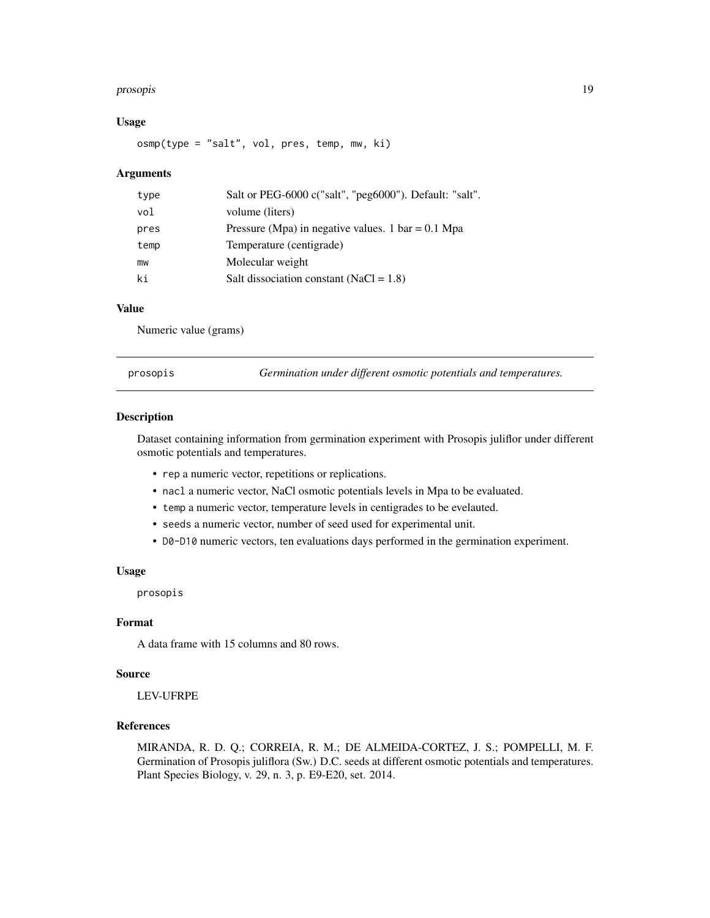### Usage

```
osmp(type = "salt", vol, pres, temp, mw, ki)
```

### Arguments

| | |
|---|---|
| type | Salt or PEG-6000 c("salt", "peg6000"). Default: "salt". |
| vol | volume (liters) |
| pres | Pressure (Mpa) in negative values. 1 bar = 0.1 Mpa |
| temp | Temperature (centigrade) |
| mw | Molecular weight |
| ki | Salt dissociation constant (NaCl = 1.8) |

### Value

Numeric value (grams)

## prosopis — *Germination under different osmotic potentials and temperatures.*

### Description

Dataset containing information from germination experiment with Prosopis juliflor under different osmotic potentials and temperatures.

- `rep` a numeric vector, repetitions or replications.
- `nacl` a numeric vector, NaCl osmotic potentials levels in Mpa to be evaluated.
- `temp` a numeric vector, temperature levels in centigrades to be evelauted.
- `seeds` a numeric vector, number of seed used for experimental unit.
- `D0-D10` numeric vectors, ten evaluations days performed in the germination experiment.

### Usage

```
prosopis
```

### Format

A data frame with 15 columns and 80 rows.

### Source

LEV-UFRPE

### References

MIRANDA, R. D. Q.; CORREIA, R. M.; DE ALMEIDA-CORTEZ, J. S.; POMPELLI, M. F. Germination of Prosopis juliflora (Sw.) D.C. seeds at different osmotic potentials and temperatures. Plant Species Biology, v. 29, n. 3, p. E9-E20, set. 2014.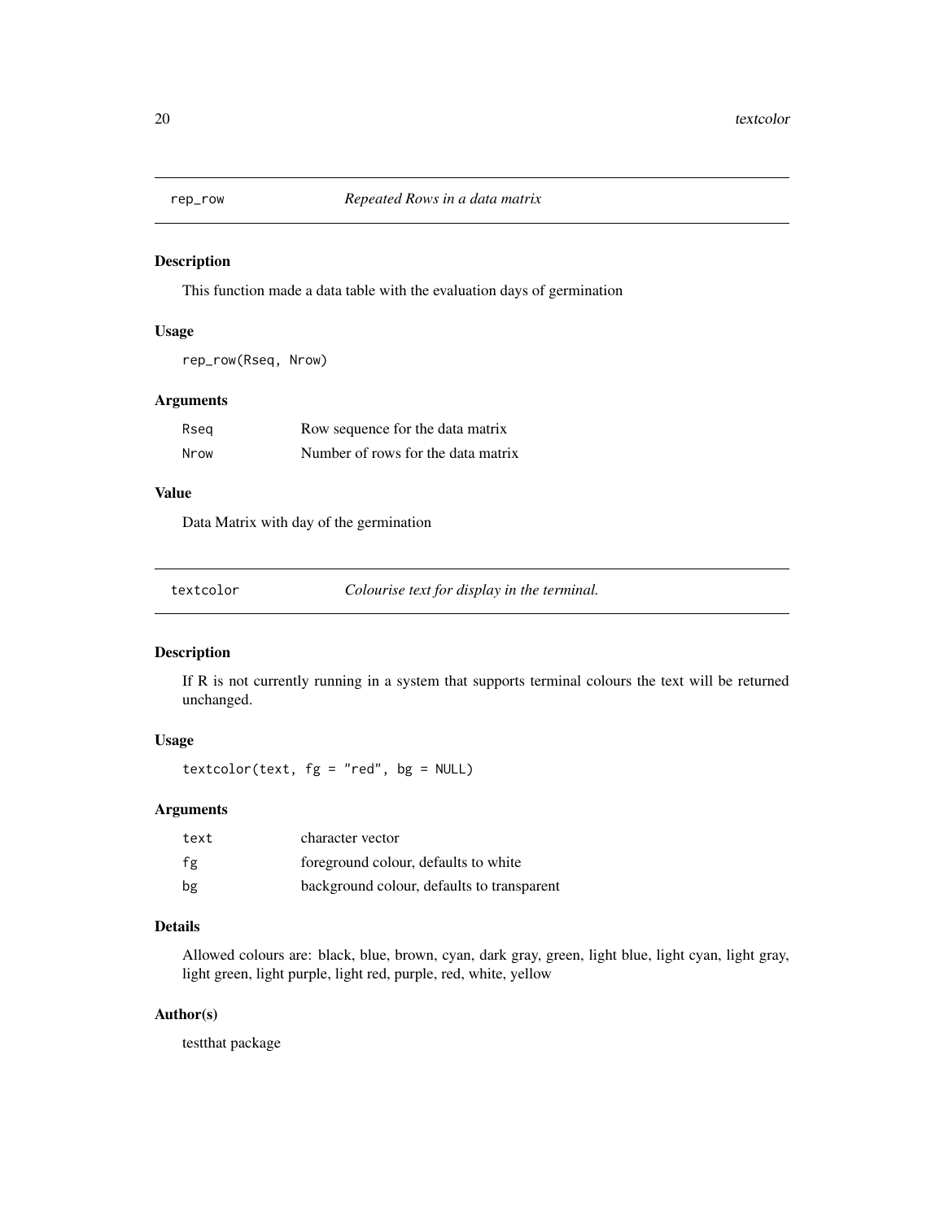## rep_row *Repeated Rows in a data matrix*

### Description

This function made a data table with the evaluation days of germination

### Usage

```
rep_row(Rseq, Nrow)
```

### Arguments

| | |
|---|---|
| Rseq | Row sequence for the data matrix |
| Nrow | Number of rows for the data matrix |

### Value

Data Matrix with day of the germination

## textcolor *Colourise text for display in the terminal.*

### Description

If R is not currently running in a system that supports terminal colours the text will be returned unchanged.

### Usage

```
textcolor(text, fg = "red", bg = NULL)
```

### Arguments

| | |
|---|---|
| text | character vector |
| fg | foreground colour, defaults to white |
| bg | background colour, defaults to transparent |

### Details

Allowed colours are: black, blue, brown, cyan, dark gray, green, light blue, light cyan, light gray, light green, light purple, light red, purple, red, white, yellow

### Author(s)

testthat package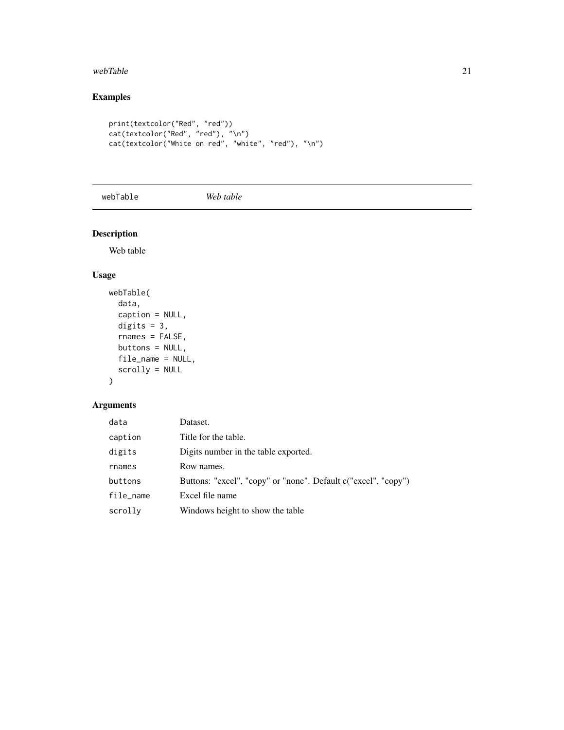## Examples

```
print(textcolor("Red", "red"))
cat(textcolor("Red", "red"), "\n")
cat(textcolor("White on red", "white", "red"), "\n")
```

---

webTable *Web table*

---

## Description

Web table

## Usage

```
webTable(
  data,
  caption = NULL,
  digits = 3,
  rnames = FALSE,
  buttons = NULL,
  file_name = NULL,
  scrolly = NULL
)
```

## Arguments

| | |
|---|---|
| data | Dataset. |
| caption | Title for the table. |
| digits | Digits number in the table exported. |
| rnames | Row names. |
| buttons | Buttons: "excel", "copy" or "none". Default c("excel", "copy") |
| file_name | Excel file name |
| scrolly | Windows height to show the table |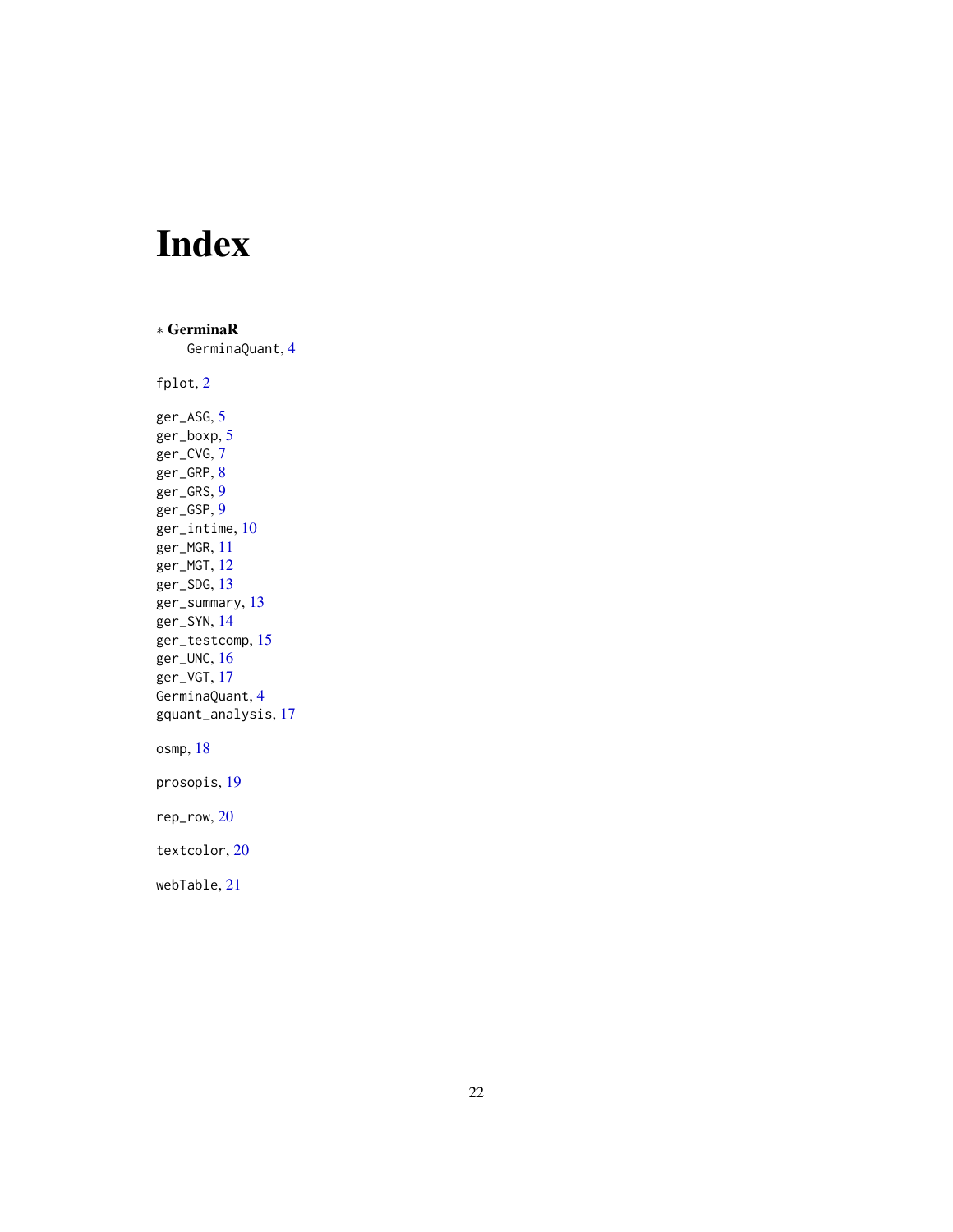# Index

* **GerminaR**
    GerminaQuant, 4

fplot, 2

ger_ASG, 5
ger_boxp, 5
ger_CVG, 7
ger_GRP, 8
ger_GRS, 9
ger_GSP, 9
ger_intime, 10
ger_MGR, 11
ger_MGT, 12
ger_SDG, 13
ger_summary, 13
ger_SYN, 14
ger_testcomp, 15
ger_UNC, 16
ger_VGT, 17
GerminaQuant, 4
gquant_analysis, 17

osmp, 18

prosopis, 19

rep_row, 20

textcolor, 20

webTable, 21